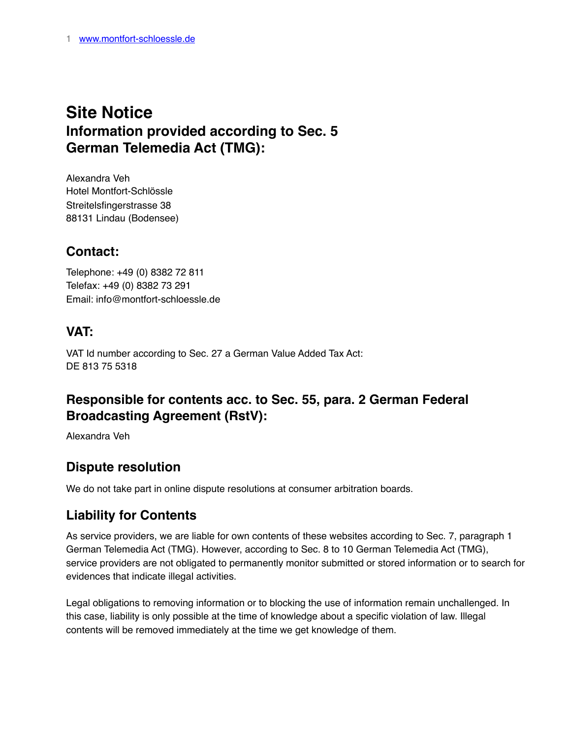# Site Notice

## Information provided according to Sec. 5 German Telemedia Act (TMG):

Alexandra Veh
Hotel Montfort-Schlössle
Streitelsfingerstrasse 38
88131 Lindau (Bodensee)

## Contact:

Telephone: +49 (0) 8382 72 811
Telefax: +49 (0) 8382 73 291
Email: info@montfort-schloessle.de

## VAT:

VAT Id number according to Sec. 27 a German Value Added Tax Act:
DE 813 75 5318

## Responsible for contents acc. to Sec. 55, para. 2 German Federal Broadcasting Agreement (RstV):

Alexandra Veh

## Dispute resolution

We do not take part in online dispute resolutions at consumer arbitration boards.

## Liability for Contents

As service providers, we are liable for own contents of these websites according to Sec. 7, paragraph 1 German Telemedia Act (TMG). However, according to Sec. 8 to 10 German Telemedia Act (TMG), service providers are not obligated to permanently monitor submitted or stored information or to search for evidences that indicate illegal activities.

Legal obligations to removing information or to blocking the use of information remain unchallenged. In this case, liability is only possible at the time of knowledge about a specific violation of law. Illegal contents will be removed immediately at the time we get knowledge of them.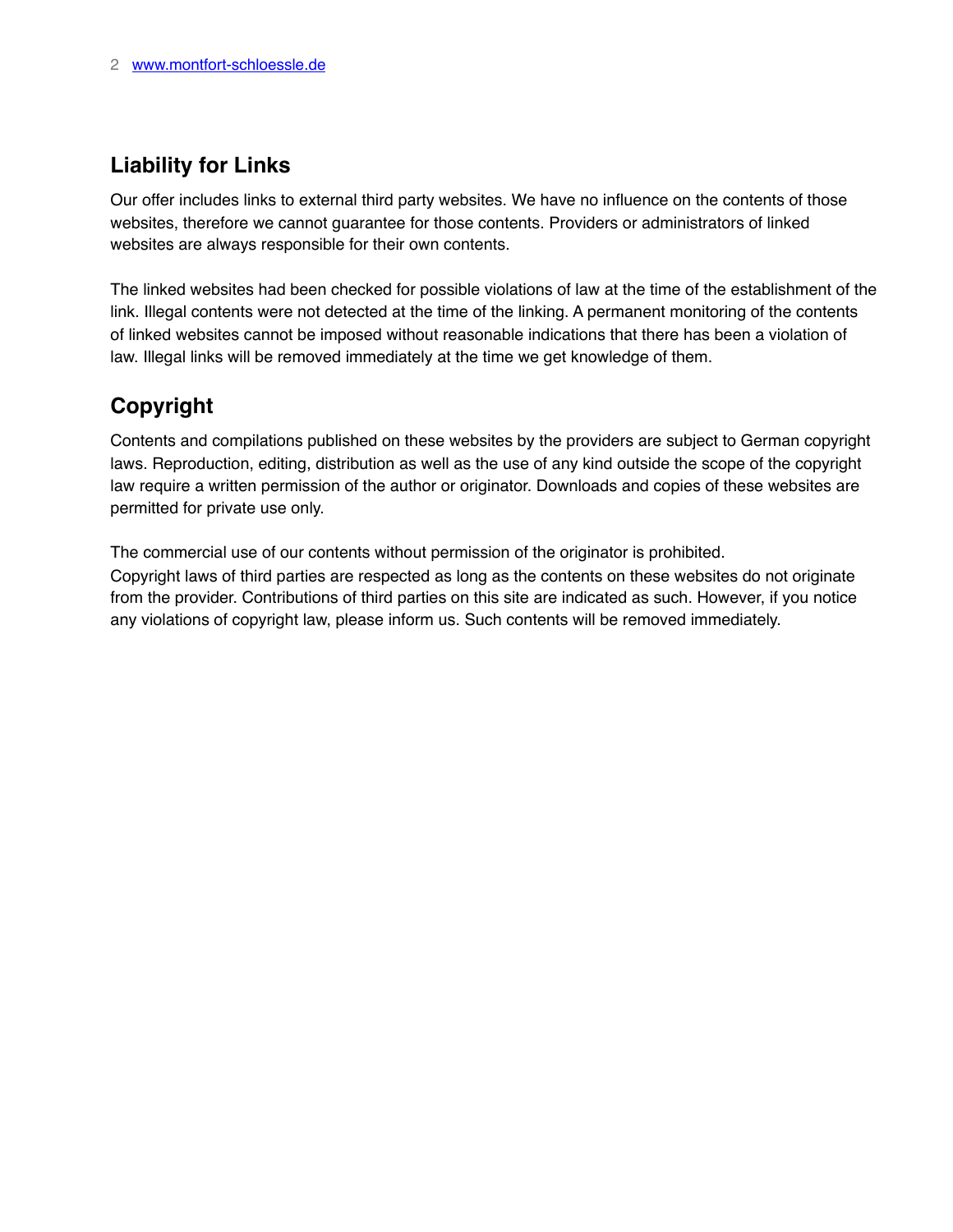## Liability for Links

Our offer includes links to external third party websites. We have no influence on the contents of those websites, therefore we cannot guarantee for those contents. Providers or administrators of linked websites are always responsible for their own contents.

The linked websites had been checked for possible violations of law at the time of the establishment of the link. Illegal contents were not detected at the time of the linking. A permanent monitoring of the contents of linked websites cannot be imposed without reasonable indications that there has been a violation of law. Illegal links will be removed immediately at the time we get knowledge of them.

## Copyright

Contents and compilations published on these websites by the providers are subject to German copyright laws. Reproduction, editing, distribution as well as the use of any kind outside the scope of the copyright law require a written permission of the author or originator. Downloads and copies of these websites are permitted for private use only.

The commercial use of our contents without permission of the originator is prohibited.
Copyright laws of third parties are respected as long as the contents on these websites do not originate from the provider. Contributions of third parties on this site are indicated as such. However, if you notice any violations of copyright law, please inform us. Such contents will be removed immediately.